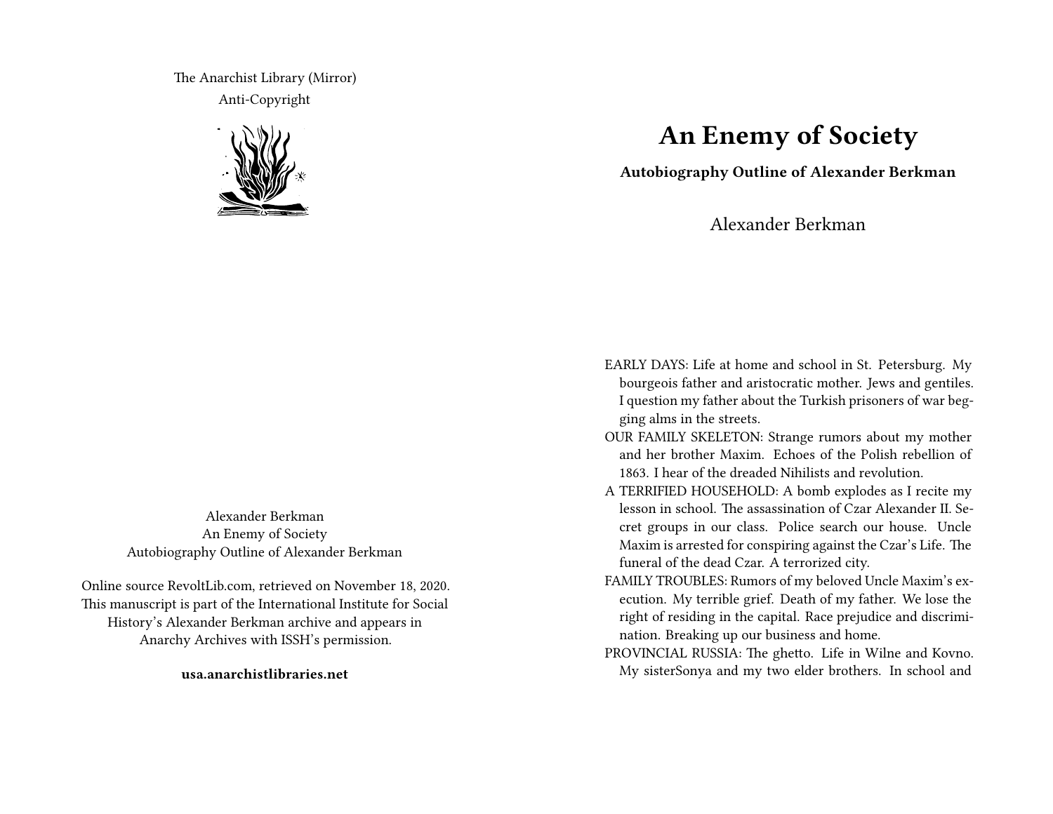The Anarchist Library (Mirror)
Anti-Copyright

Alexander Berkman
An Enemy of Society
Autobiography Outline of Alexander Berkman

Online source RevoltLib.com, retrieved on November 18, 2020.
This manuscript is part of the International Institute for Social History's Alexander Berkman archive and appears in Anarchy Archives with ISSH's permission.

**usa.anarchistlibraries.net**

# An Enemy of Society

**Autobiography Outline of Alexander Berkman**

Alexander Berkman

EARLY DAYS: Life at home and school in St. Petersburg. My bourgeois father and aristocratic mother. Jews and gentiles. I question my father about the Turkish prisoners of war begging alms in the streets.

OUR FAMILY SKELETON: Strange rumors about my mother and her brother Maxim. Echoes of the Polish rebellion of 1863. I hear of the dreaded Nihilists and revolution.

A TERRIFIED HOUSEHOLD: A bomb explodes as I recite my lesson in school. The assassination of Czar Alexander II. Secret groups in our class. Police search our house. Uncle Maxim is arrested for conspiring against the Czar's Life. The funeral of the dead Czar. A terrorized city.

FAMILY TROUBLES: Rumors of my beloved Uncle Maxim's execution. My terrible grief. Death of my father. We lose the right of residing in the capital. Race prejudice and discrimination. Breaking up our business and home.

PROVINCIAL RUSSIA: The ghetto. Life in Wilne and Kovno. My sisterSonya and my two elder brothers. In school and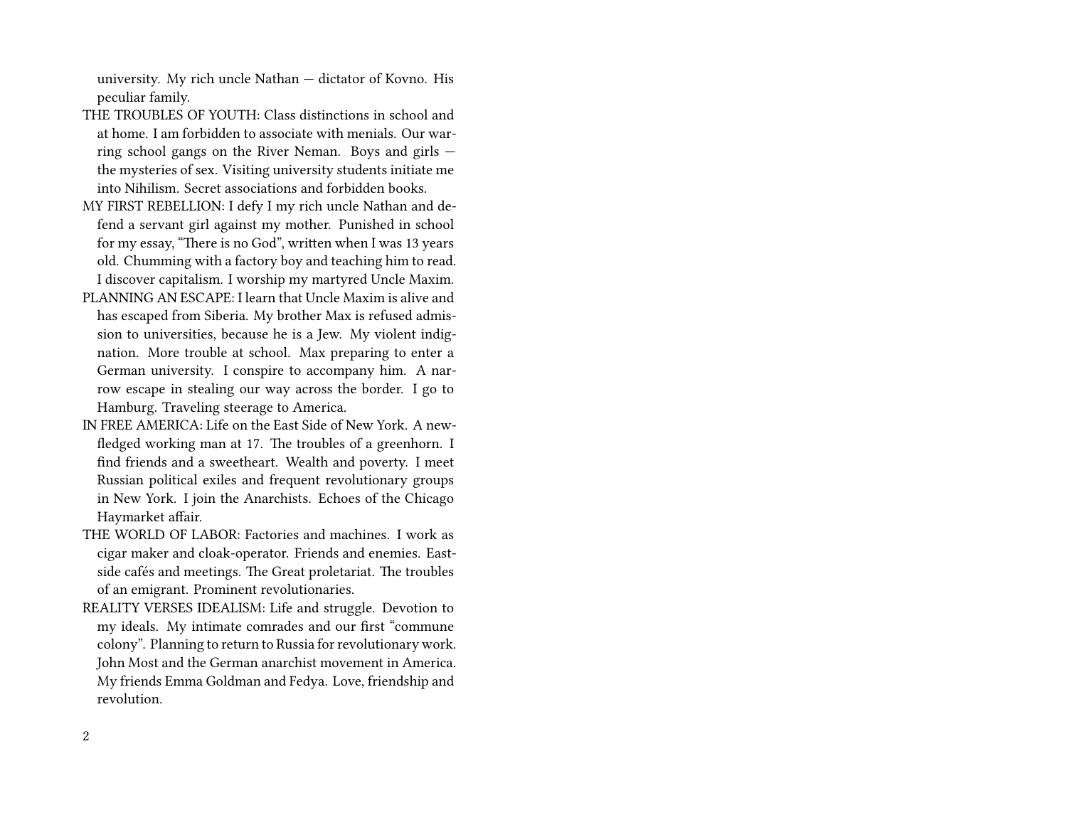university. My rich uncle Nathan — dictator of Kovno. His peculiar family.

THE TROUBLES OF YOUTH: Class distinctions in school and at home. I am forbidden to associate with menials. Our warring school gangs on the River Neman. Boys and girls — the mysteries of sex. Visiting university students initiate me into Nihilism. Secret associations and forbidden books.

MY FIRST REBELLION: I defy I my rich uncle Nathan and defend a servant girl against my mother. Punished in school for my essay, "There is no God", written when I was 13 years old. Chumming with a factory boy and teaching him to read. I discover capitalism. I worship my martyred Uncle Maxim.

PLANNING AN ESCAPE: I learn that Uncle Maxim is alive and has escaped from Siberia. My brother Max is refused admission to universities, because he is a Jew. My violent indignation. More trouble at school. Max preparing to enter a German university. I conspire to accompany him. A narrow escape in stealing our way across the border. I go to Hamburg. Traveling steerage to America.

IN FREE AMERICA: Life on the East Side of New York. A newfledged working man at 17. The troubles of a greenhorn. I find friends and a sweetheart. Wealth and poverty. I meet Russian political exiles and frequent revolutionary groups in New York. I join the Anarchists. Echoes of the Chicago Haymarket affair.

THE WORLD OF LABOR: Factories and machines. I work as cigar maker and cloak-operator. Friends and enemies. Eastside cafés and meetings. The Great proletariat. The troubles of an emigrant. Prominent revolutionaries.

REALITY VERSES IDEALISM: Life and struggle. Devotion to my ideals. My intimate comrades and our first "commune colony". Planning to return to Russia for revolutionary work. John Most and the German anarchist movement in America. My friends Emma Goldman and Fedya. Love, friendship and revolution.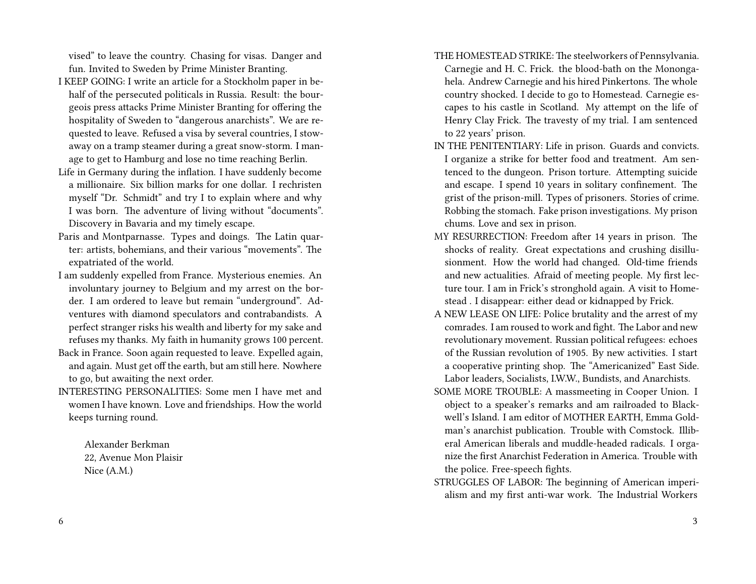vised" to leave the country. Chasing for visas. Danger and fun. Invited to Sweden by Prime Minister Branting.

I KEEP GOING: I write an article for a Stockholm paper in behalf of the persecuted politicals in Russia. Result: the bourgeois press attacks Prime Minister Branting for offering the hospitality of Sweden to "dangerous anarchists". We are requested to leave. Refused a visa by several countries, I stowaway on a tramp steamer during a great snow-storm. I manage to get to Hamburg and lose no time reaching Berlin.

Life in Germany during the inflation. I have suddenly become a millionaire. Six billion marks for one dollar. I rechristen myself "Dr. Schmidt" and try I to explain where and why I was born. The adventure of living without "documents". Discovery in Bavaria and my timely escape.

Paris and Montparnasse. Types and doings. The Latin quarter: artists, bohemians, and their various "movements". The expatriated of the world.

I am suddenly expelled from France. Mysterious enemies. An involuntary journey to Belgium and my arrest on the border. I am ordered to leave but remain "underground". Adventures with diamond speculators and contrabandists. A perfect stranger risks his wealth and liberty for my sake and refuses my thanks. My faith in humanity grows 100 percent.

Back in France. Soon again requested to leave. Expelled again, and again. Must get off the earth, but am still here. Nowhere to go, but awaiting the next order.

INTERESTING PERSONALITIES: Some men I have met and women I have known. Love and friendships. How the world keeps turning round.

Alexander Berkman  
22, Avenue Mon Plaisir  
Nice (A.M.)

THE HOMESTEAD STRIKE: The steelworkers of Pennsylvania. Carnegie and H. C. Frick. the blood-bath on the Monongahela. Andrew Carnegie and his hired Pinkertons. The whole country shocked. I decide to go to Homestead. Carnegie escapes to his castle in Scotland. My attempt on the life of Henry Clay Frick. The travesty of my trial. I am sentenced to 22 years' prison.

IN THE PENITENTIARY: Life in prison. Guards and convicts. I organize a strike for better food and treatment. Am sentenced to the dungeon. Prison torture. Attempting suicide and escape. I spend 10 years in solitary confinement. The grist of the prison-mill. Types of prisoners. Stories of crime. Robbing the stomach. Fake prison investigations. My prison chums. Love and sex in prison.

MY RESURRECTION: Freedom after 14 years in prison. The shocks of reality. Great expectations and crushing disillusionment. How the world had changed. Old-time friends and new actualities. Afraid of meeting people. My first lecture tour. I am in Frick's stronghold again. A visit to Homestead . I disappear: either dead or kidnapped by Frick.

A NEW LEASE ON LIFE: Police brutality and the arrest of my comrades. I am roused to work and fight. The Labor and new revolutionary movement. Russian political refugees: echoes of the Russian revolution of 1905. By new activities. I start a cooperative printing shop. The "Americanized" East Side. Labor leaders, Socialists, I.W.W., Bundists, and Anarchists.

SOME MORE TROUBLE: A massmeeting in Cooper Union. I object to a speaker's remarks and am railroaded to Blackwell's Island. I am editor of MOTHER EARTH, Emma Goldman's anarchist publication. Trouble with Comstock. Illiberal American liberals and muddle-headed radicals. I organize the first Anarchist Federation in America. Trouble with the police. Free-speech fights.

STRUGGLES OF LABOR: The beginning of American imperialism and my first anti-war work. The Industrial Workers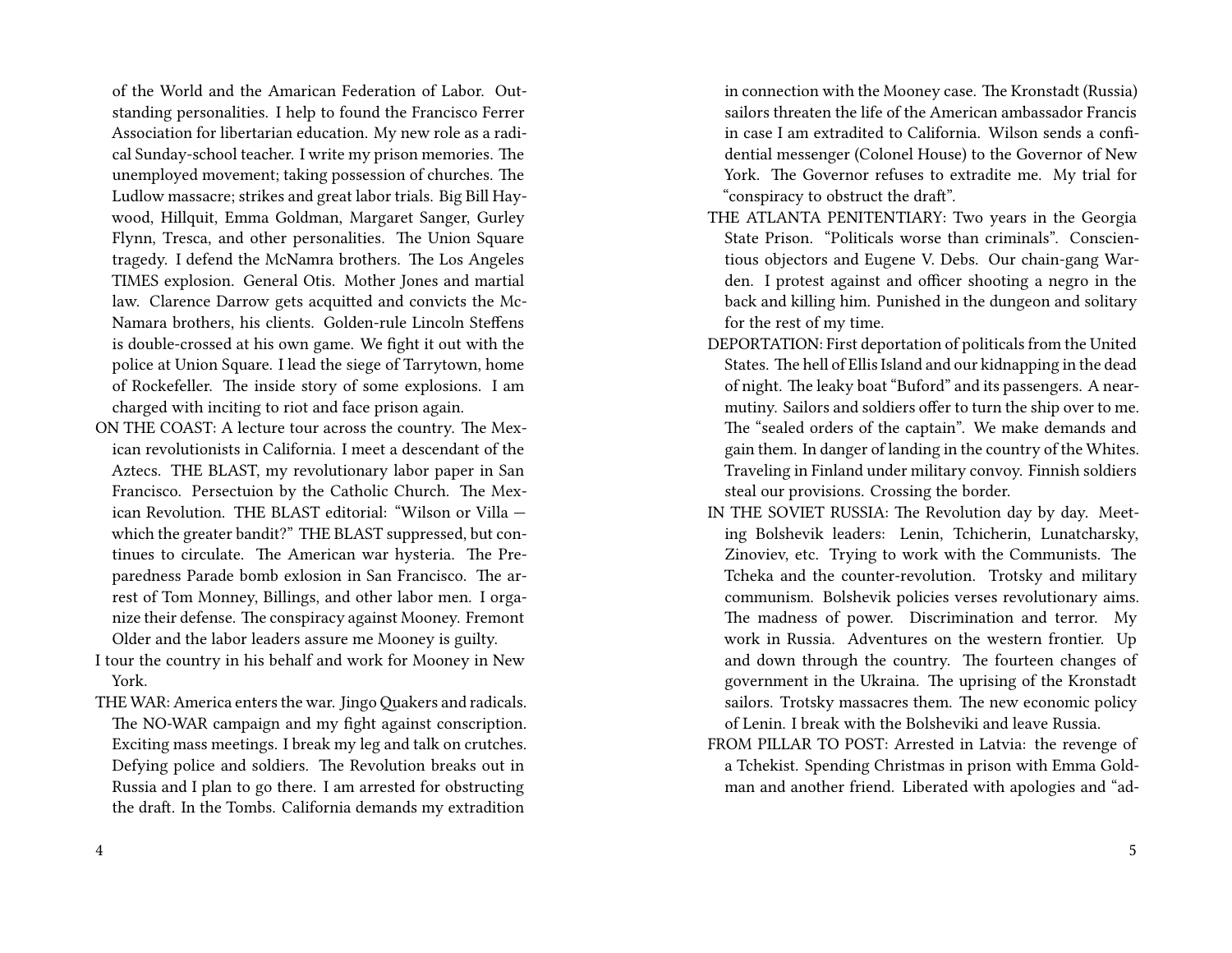of the World and the American Federation of Labor. Outstanding personalities. I help to found the Francisco Ferrer Association for libertarian education. My new role as a radical Sunday-school teacher. I write my prison memories. The unemployed movement; taking possession of churches. The Ludlow massacre; strikes and great labor trials. Big Bill Haywood, Hillquit, Emma Goldman, Margaret Sanger, Gurley Flynn, Tresca, and other personalities. The Union Square tragedy. I defend the McNamra brothers. The Los Angeles TIMES explosion. General Otis. Mother Jones and martial law. Clarence Darrow gets acquitted and convicts the McNamara brothers, his clients. Golden-rule Lincoln Steffens is double-crossed at his own game. We fight it out with the police at Union Square. I lead the siege of Tarrytown, home of Rockefeller. The inside story of some explosions. I am charged with inciting to riot and face prison again.

ON THE COAST: A lecture tour across the country. The Mexican revolutionists in California. I meet a descendant of the Aztecs. THE BLAST, my revolutionary labor paper in San Francisco. Persectuion by the Catholic Church. The Mexican Revolution. THE BLAST editorial: "Wilson or Villa — which the greater bandit?" THE BLAST suppressed, but continues to circulate. The American war hysteria. The Preparedness Parade bomb exlosion in San Francisco. The arrest of Tom Monney, Billings, and other labor men. I organize their defense. The conspiracy against Mooney. Fremont Older and the labor leaders assure me Mooney is guilty.

I tour the country in his behalf and work for Mooney in New York.

THE WAR: America enters the war. Jingo Quakers and radicals. The NO-WAR campaign and my fight against conscription. Exciting mass meetings. I break my leg and talk on crutches. Defying police and soldiers. The Revolution breaks out in Russia and I plan to go there. I am arrested for obstructing the draft. In the Tombs. California demands my extradition in connection with the Mooney case. The Kronstadt (Russia) sailors threaten the life of the American ambassador Francis in case I am extradited to California. Wilson sends a confidential messenger (Colonel House) to the Governor of New York. The Governor refuses to extradite me. My trial for "conspiracy to obstruct the draft".

THE ATLANTA PENITENTIARY: Two years in the Georgia State Prison. "Politicals worse than criminals". Conscientious objectors and Eugene V. Debs. Our chain-gang Warden. I protest against and officer shooting a negro in the back and killing him. Punished in the dungeon and solitary for the rest of my time.

DEPORTATION: First deportation of politicals from the United States. The hell of Ellis Island and our kidnapping in the dead of night. The leaky boat "Buford" and its passengers. A near-mutiny. Sailors and soldiers offer to turn the ship over to me. The "sealed orders of the captain". We make demands and gain them. In danger of landing in the country of the Whites. Traveling in Finland under military convoy. Finnish soldiers steal our provisions. Crossing the border.

IN THE SOVIET RUSSIA: The Revolution day by day. Meeting Bolshevik leaders: Lenin, Tchicherin, Lunatcharsky, Zinoviev, etc. Trying to work with the Communists. The Tcheka and the counter-revolution. Trotsky and military communism. Bolshevik policies verses revolutionary aims. The madness of power. Discrimination and terror. My work in Russia. Adventures on the western frontier. Up and down through the country. The fourteen changes of government in the Ukraina. The uprising of the Kronstadt sailors. Trotsky massacres them. The new economic policy of Lenin. I break with the Bolsheviki and leave Russia.

FROM PILLAR TO POST: Arrested in Latvia: the revenge of a Tchekist. Spending Christmas in prison with Emma Goldman and another friend. Liberated with apologies and "ad-